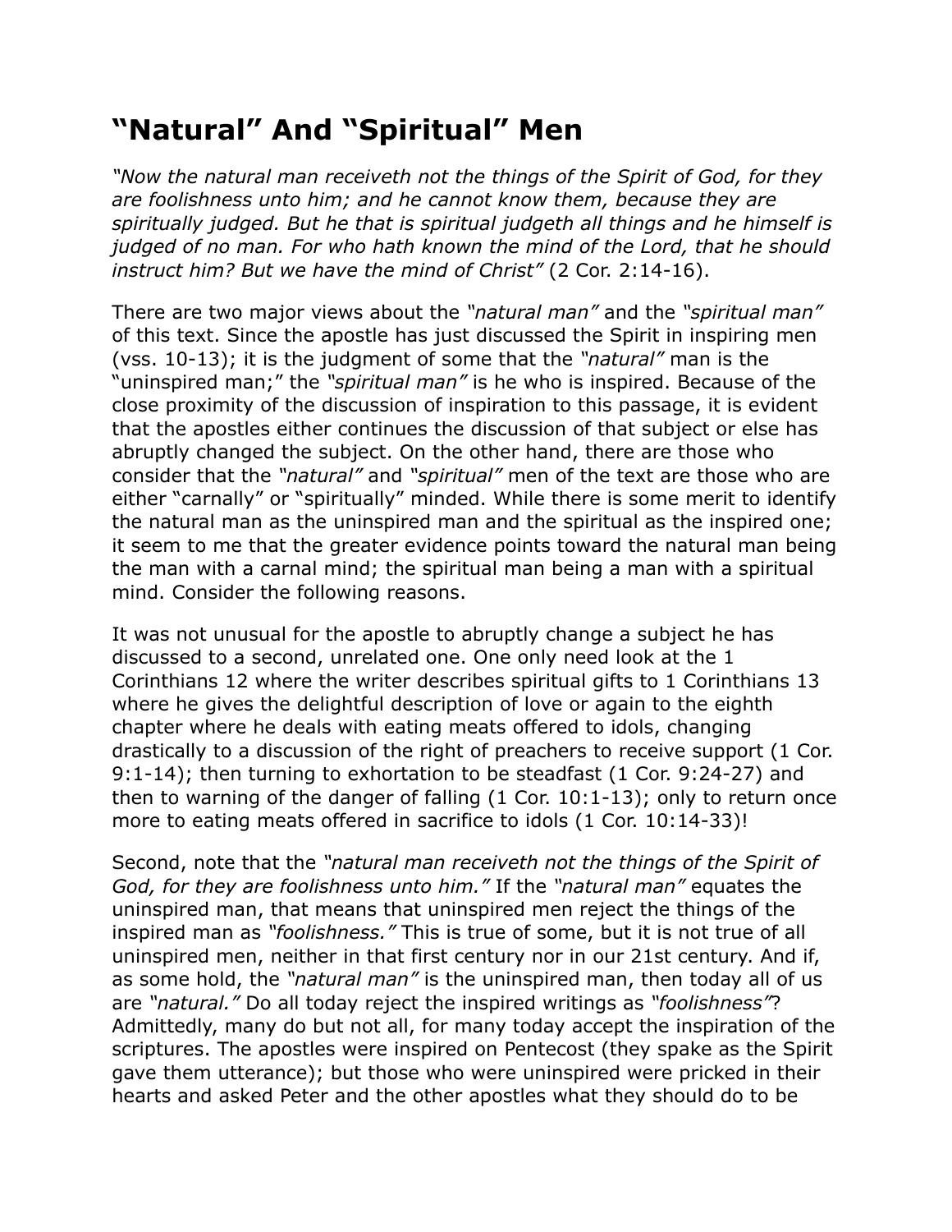# "Natural" And "Spiritual" Men

*"Now the natural man receiveth not the things of the Spirit of God, for they are foolishness unto him; and he cannot know them, because they are spiritually judged. But he that is spiritual judgeth all things and he himself is judged of no man. For who hath known the mind of the Lord, that he should instruct him? But we have the mind of Christ"* (2 Cor. 2:14-16).

There are two major views about the *"natural man"* and the *"spiritual man"* of this text. Since the apostle has just discussed the Spirit in inspiring men (vss. 10-13); it is the judgment of some that the *"natural"* man is the "uninspired man;" the *"spiritual man"* is he who is inspired. Because of the close proximity of the discussion of inspiration to this passage, it is evident that the apostles either continues the discussion of that subject or else has abruptly changed the subject. On the other hand, there are those who consider that the *"natural"* and *"spiritual"* men of the text are those who are either "carnally" or "spiritually" minded. While there is some merit to identify the natural man as the uninspired man and the spiritual as the inspired one; it seem to me that the greater evidence points toward the natural man being the man with a carnal mind; the spiritual man being a man with a spiritual mind. Consider the following reasons.

It was not unusual for the apostle to abruptly change a subject he has discussed to a second, unrelated one. One only need look at the 1 Corinthians 12 where the writer describes spiritual gifts to 1 Corinthians 13 where he gives the delightful description of love or again to the eighth chapter where he deals with eating meats offered to idols, changing drastically to a discussion of the right of preachers to receive support (1 Cor. 9:1-14); then turning to exhortation to be steadfast (1 Cor. 9:24-27) and then to warning of the danger of falling (1 Cor. 10:1-13); only to return once more to eating meats offered in sacrifice to idols (1 Cor. 10:14-33)!

Second, note that the *"natural man receiveth not the things of the Spirit of God, for they are foolishness unto him."* If the *"natural man"* equates the uninspired man, that means that uninspired men reject the things of the inspired man as *"foolishness."* This is true of some, but it is not true of all uninspired men, neither in that first century nor in our 21st century. And if, as some hold, the *"natural man"* is the uninspired man, then today all of us are *"natural."* Do all today reject the inspired writings as *"foolishness"*? Admittedly, many do but not all, for many today accept the inspiration of the scriptures. The apostles were inspired on Pentecost (they spake as the Spirit gave them utterance); but those who were uninspired were pricked in their hearts and asked Peter and the other apostles what they should do to be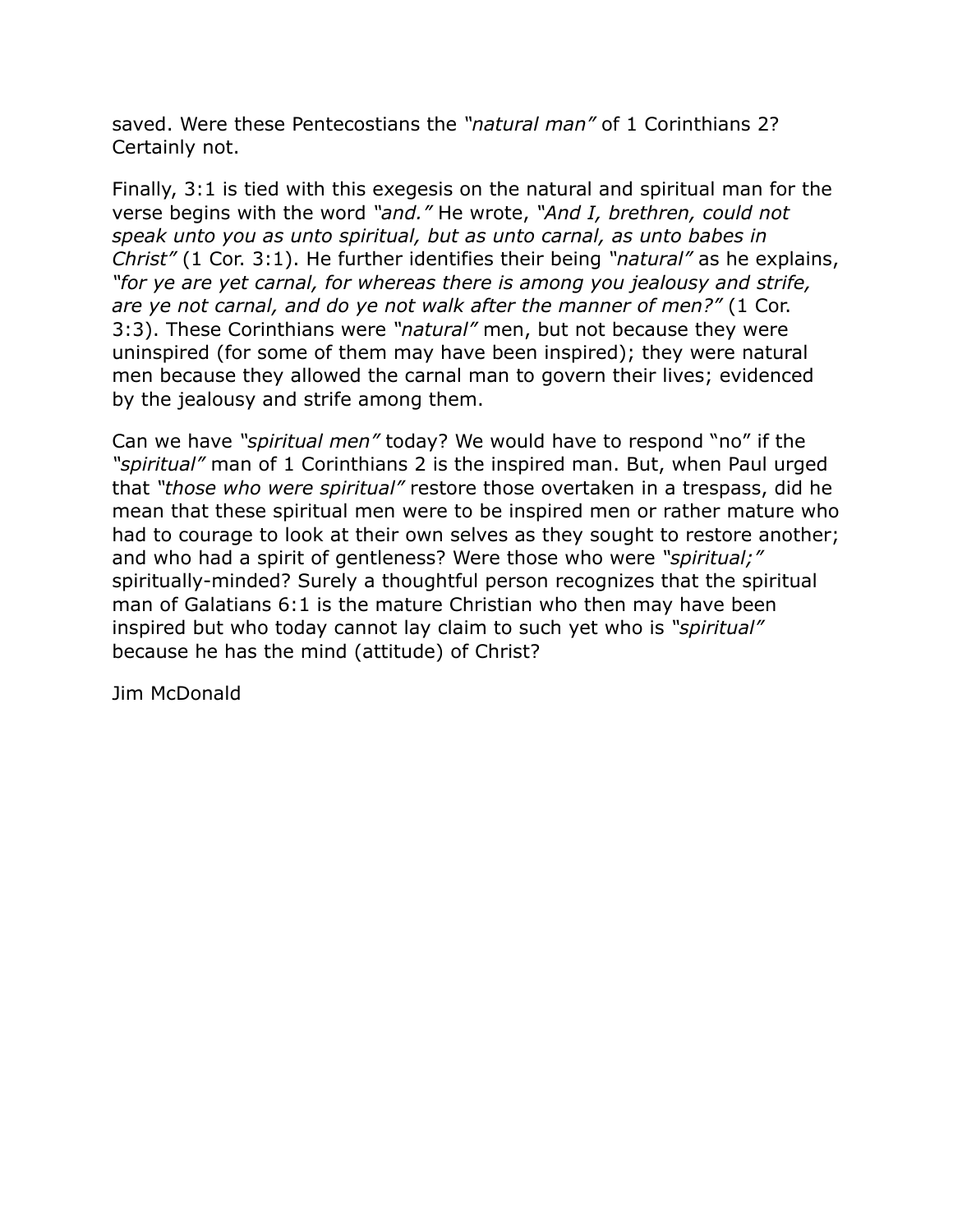saved. Were these Pentecostians the *"natural man"* of 1 Corinthians 2? Certainly not.

Finally, 3:1 is tied with this exegesis on the natural and spiritual man for the verse begins with the word *"and."* He wrote, *"And I, brethren, could not speak unto you as unto spiritual, but as unto carnal, as unto babes in Christ"* (1 Cor. 3:1). He further identifies their being *"natural"* as he explains, *"for ye are yet carnal, for whereas there is among you jealousy and strife, are ye not carnal, and do ye not walk after the manner of men?"* (1 Cor. 3:3). These Corinthians were *"natural"* men, but not because they were uninspired (for some of them may have been inspired); they were natural men because they allowed the carnal man to govern their lives; evidenced by the jealousy and strife among them.

Can we have *"spiritual men"* today? We would have to respond "no" if the *"spiritual"* man of 1 Corinthians 2 is the inspired man. But, when Paul urged that *"those who were spiritual"* restore those overtaken in a trespass, did he mean that these spiritual men were to be inspired men or rather mature who had to courage to look at their own selves as they sought to restore another; and who had a spirit of gentleness? Were those who were *"spiritual;"* spiritually-minded? Surely a thoughtful person recognizes that the spiritual man of Galatians 6:1 is the mature Christian who then may have been inspired but who today cannot lay claim to such yet who is *"spiritual"* because he has the mind (attitude) of Christ?

Jim McDonald